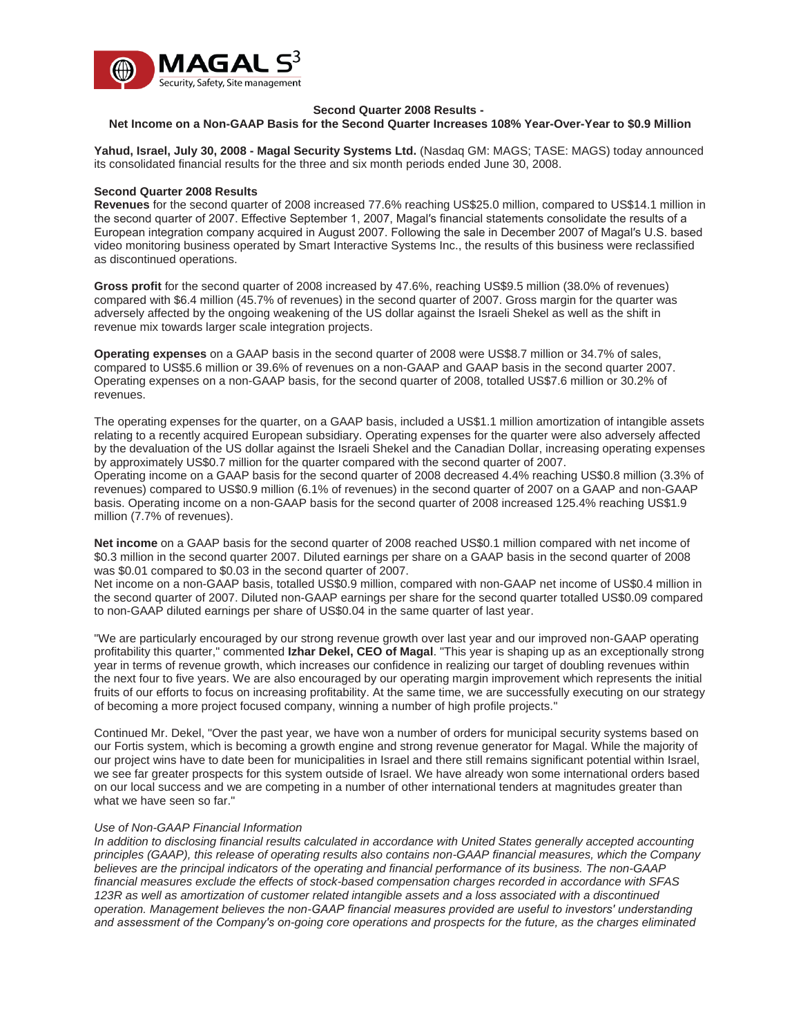**Second Quarter 2008 Results -**
**Net Income on a Non-GAAP Basis for the Second Quarter Increases 108% Year-Over-Year to $0.9 Million**

**Yahud, Israel, July 30, 2008 - Magal Security Systems Ltd.** (Nasdaq GM: MAGS; TASE: MAGS) today announced its consolidated financial results for the three and six month periods ended June 30, 2008.

**Second Quarter 2008 Results**

**Revenues** for the second quarter of 2008 increased 77.6% reaching US$25.0 million, compared to US$14.1 million in the second quarter of 2007. Effective September 1, 2007, Magal's financial statements consolidate the results of a European integration company acquired in August 2007. Following the sale in December 2007 of Magal's U.S. based video monitoring business operated by Smart Interactive Systems Inc., the results of this business were reclassified as discontinued operations.

**Gross profit** for the second quarter of 2008 increased by 47.6%, reaching US$9.5 million (38.0% of revenues) compared with $6.4 million (45.7% of revenues) in the second quarter of 2007. Gross margin for the quarter was adversely affected by the ongoing weakening of the US dollar against the Israeli Shekel as well as the shift in revenue mix towards larger scale integration projects.

**Operating expenses** on a GAAP basis in the second quarter of 2008 were US$8.7 million or 34.7% of sales, compared to US$5.6 million or 39.6% of revenues on a non-GAAP and GAAP basis in the second quarter 2007. Operating expenses on a non-GAAP basis, for the second quarter of 2008, totalled US$7.6 million or 30.2% of revenues.

The operating expenses for the quarter, on a GAAP basis, included a US$1.1 million amortization of intangible assets relating to a recently acquired European subsidiary. Operating expenses for the quarter were also adversely affected by the devaluation of the US dollar against the Israeli Shekel and the Canadian Dollar, increasing operating expenses by approximately US$0.7 million for the quarter compared with the second quarter of 2007.
Operating income on a GAAP basis for the second quarter of 2008 decreased 4.4% reaching US$0.8 million (3.3% of revenues) compared to US$0.9 million (6.1% of revenues) in the second quarter of 2007 on a GAAP and non-GAAP basis. Operating income on a non-GAAP basis for the second quarter of 2008 increased 125.4% reaching US$1.9 million (7.7% of revenues).

**Net income** on a GAAP basis for the second quarter of 2008 reached US$0.1 million compared with net income of $0.3 million in the second quarter 2007. Diluted earnings per share on a GAAP basis in the second quarter of 2008 was $0.01 compared to $0.03 in the second quarter of 2007.
Net income on a non-GAAP basis, totalled US$0.9 million, compared with non-GAAP net income of US$0.4 million in the second quarter of 2007. Diluted non-GAAP earnings per share for the second quarter totalled US$0.09 compared to non-GAAP diluted earnings per share of US$0.04 in the same quarter of last year.

"We are particularly encouraged by our strong revenue growth over last year and our improved non-GAAP operating profitability this quarter," commented **Izhar Dekel, CEO of Magal**. "This year is shaping up as an exceptionally strong year in terms of revenue growth, which increases our confidence in realizing our target of doubling revenues within the next four to five years. We are also encouraged by our operating margin improvement which represents the initial fruits of our efforts to focus on increasing profitability. At the same time, we are successfully executing on our strategy of becoming a more project focused company, winning a number of high profile projects."

Continued Mr. Dekel, "Over the past year, we have won a number of orders for municipal security systems based on our Fortis system, which is becoming a growth engine and strong revenue generator for Magal. While the majority of our project wins have to date been for municipalities in Israel and there still remains significant potential within Israel, we see far greater prospects for this system outside of Israel. We have already won some international orders based on our local success and we are competing in a number of other international tenders at magnitudes greater than what we have seen so far."

*Use of Non-GAAP Financial Information*

*In addition to disclosing financial results calculated in accordance with United States generally accepted accounting principles (GAAP), this release of operating results also contains non-GAAP financial measures, which the Company believes are the principal indicators of the operating and financial performance of its business. The non-GAAP financial measures exclude the effects of stock-based compensation charges recorded in accordance with SFAS 123R as well as amortization of customer related intangible assets and a loss associated with a discontinued operation. Management believes the non-GAAP financial measures provided are useful to investors' understanding and assessment of the Company's on-going core operations and prospects for the future, as the charges eliminated*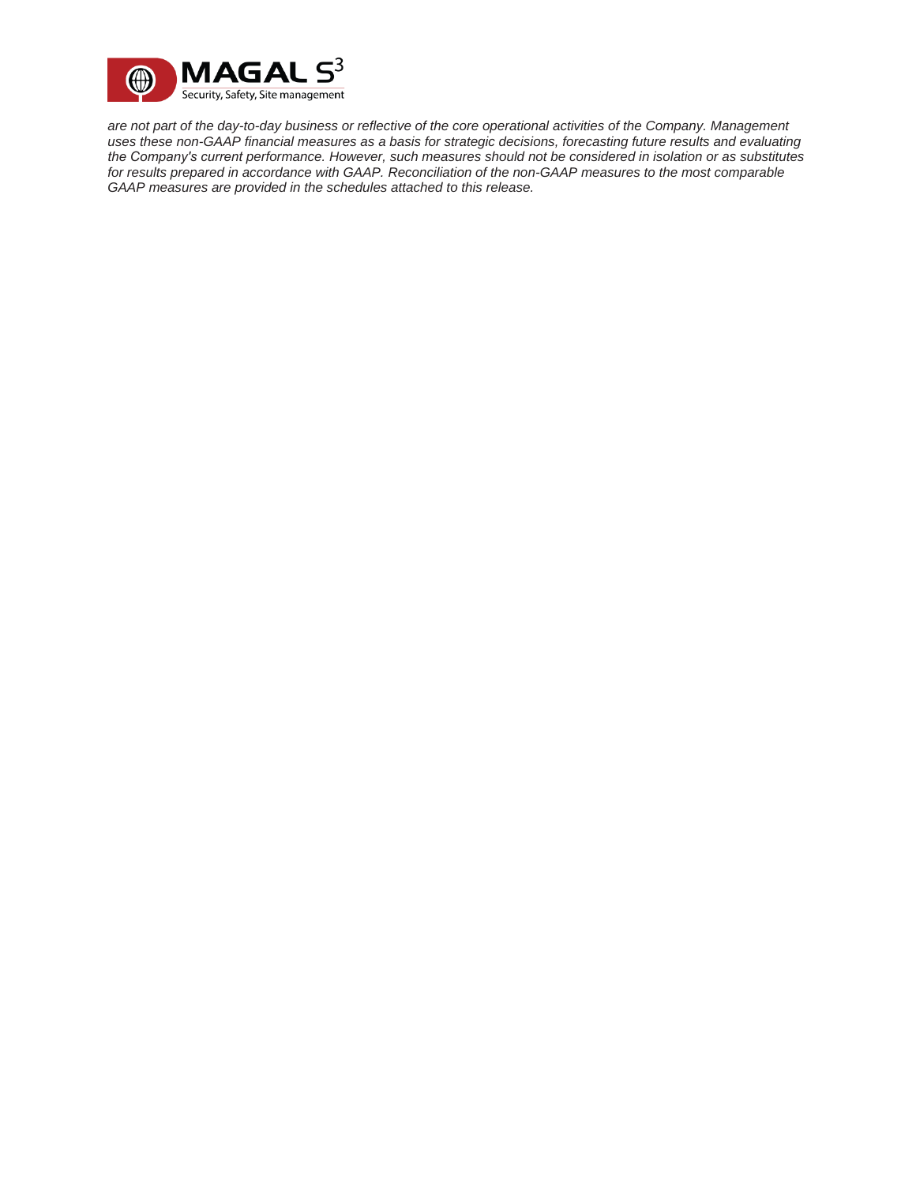*are not part of the day-to-day business or reflective of the core operational activities of the Company. Management uses these non-GAAP financial measures as a basis for strategic decisions, forecasting future results and evaluating the Company's current performance. However, such measures should not be considered in isolation or as substitutes for results prepared in accordance with GAAP. Reconciliation of the non-GAAP measures to the most comparable GAAP measures are provided in the schedules attached to this release.*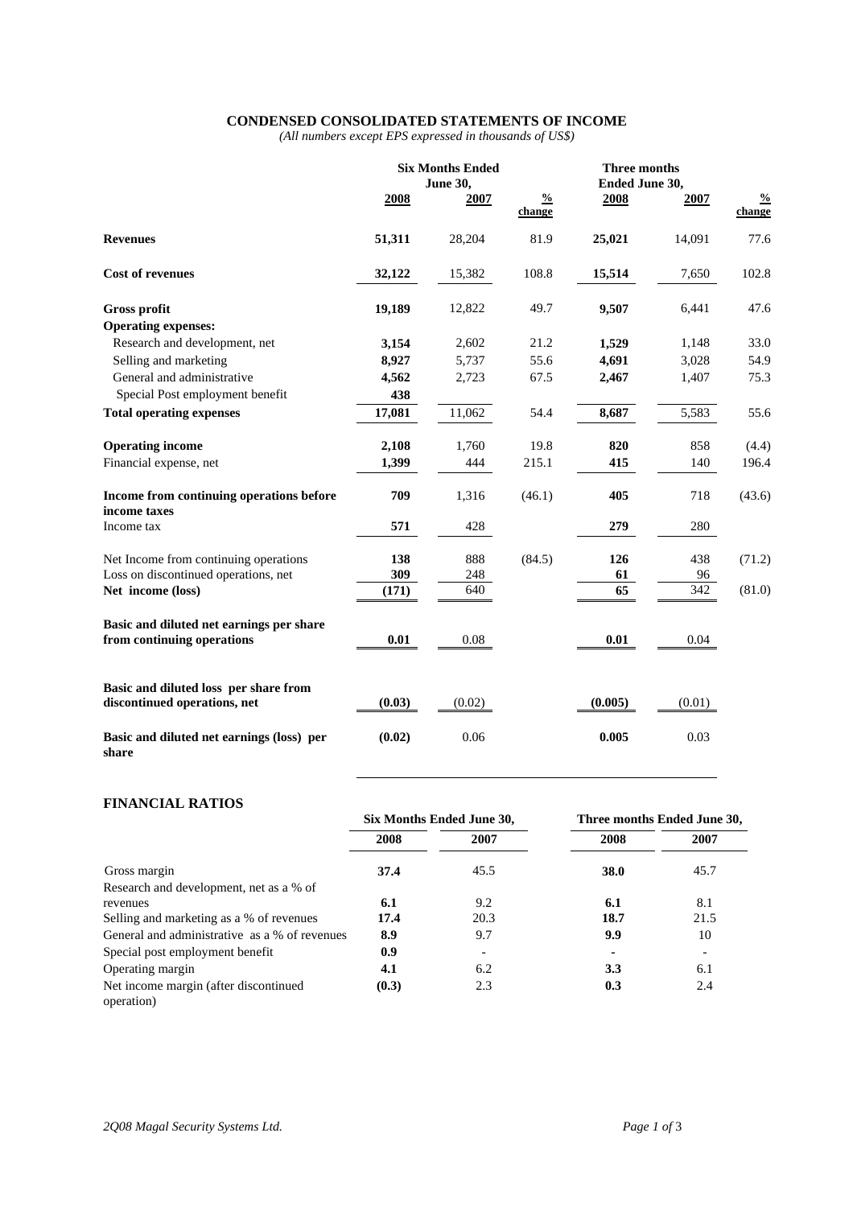# CONDENSED CONSOLIDATED STATEMENTS OF INCOME

*(All numbers except EPS expressed in thousands of US$)*

| | Six Months Ended June 30, | | | Three months Ended June 30, | | |
|---|---|---|---|---|---|---|
| | **2008** | **2007** | **% change** | **2008** | **2007** | **% change** |
| **Revenues** | **51,311** | 28,204 | 81.9 | **25,021** | 14,091 | 77.6 |
| **Cost of revenues** | **32,122** | 15,382 | 108.8 | **15,514** | 7,650 | 102.8 |
| **Gross profit** | **19,189** | 12,822 | 49.7 | **9,507** | 6,441 | 47.6 |
| **Operating expenses:** | | | | | | |
| Research and development, net | **3,154** | 2,602 | 21.2 | **1,529** | 1,148 | 33.0 |
| Selling and marketing | **8,927** | 5,737 | 55.6 | **4,691** | 3,028 | 54.9 |
| General and administrative | **4,562** | 2,723 | 67.5 | **2,467** | 1,407 | 75.3 |
| Special Post employment benefit | **438** | | | | | |
| **Total operating expenses** | **17,081** | 11,062 | 54.4 | **8,687** | 5,583 | 55.6 |
| **Operating income** | **2,108** | 1,760 | 19.8 | **820** | 858 | (4.4) |
| Financial expense, net | **1,399** | 444 | 215.1 | **415** | 140 | 196.4 |
| **Income from continuing operations before income taxes** | **709** | 1,316 | (46.1) | **405** | 718 | (43.6) |
| Income tax | **571** | 428 | | **279** | 280 | |
| Net Income from continuing operations | **138** | 888 | (84.5) | **126** | 438 | (71.2) |
| Loss on discontinued operations, net | **309** | 248 | | **61** | 96 | |
| **Net income (loss)** | **(171)** | 640 | | **65** | 342 | (81.0) |
| **Basic and diluted net earnings per share from continuing operations** | **0.01** | 0.08 | | **0.01** | 0.04 | |
| **Basic and diluted loss per share from discontinued operations, net** | **(0.03)** | (0.02) | | **(0.005)** | (0.01) | |
| **Basic and diluted net earnings (loss) per share** | **(0.02)** | 0.06 | | **0.005** | 0.03 | |

## FINANCIAL RATIOS

| | Six Months Ended June 30, | | Three months Ended June 30, | |
|---|---|---|---|---|
| | **2008** | **2007** | **2008** | **2007** |
| Gross margin | **37.4** | 45.5 | **38.0** | 45.7 |
| Research and development, net as a % of revenues | **6.1** | 9.2 | **6.1** | 8.1 |
| Selling and marketing as a % of revenues | **17.4** | 20.3 | **18.7** | 21.5 |
| General and administrative as a % of revenues | **8.9** | 9.7 | **9.9** | 10 |
| Special post employment benefit | **0.9** | - | **-** | - |
| Operating margin | **4.1** | 6.2 | **3.3** | 6.1 |
| Net income margin (after discontinued operation) | **(0.3)** | 2.3 | **0.3** | 2.4 |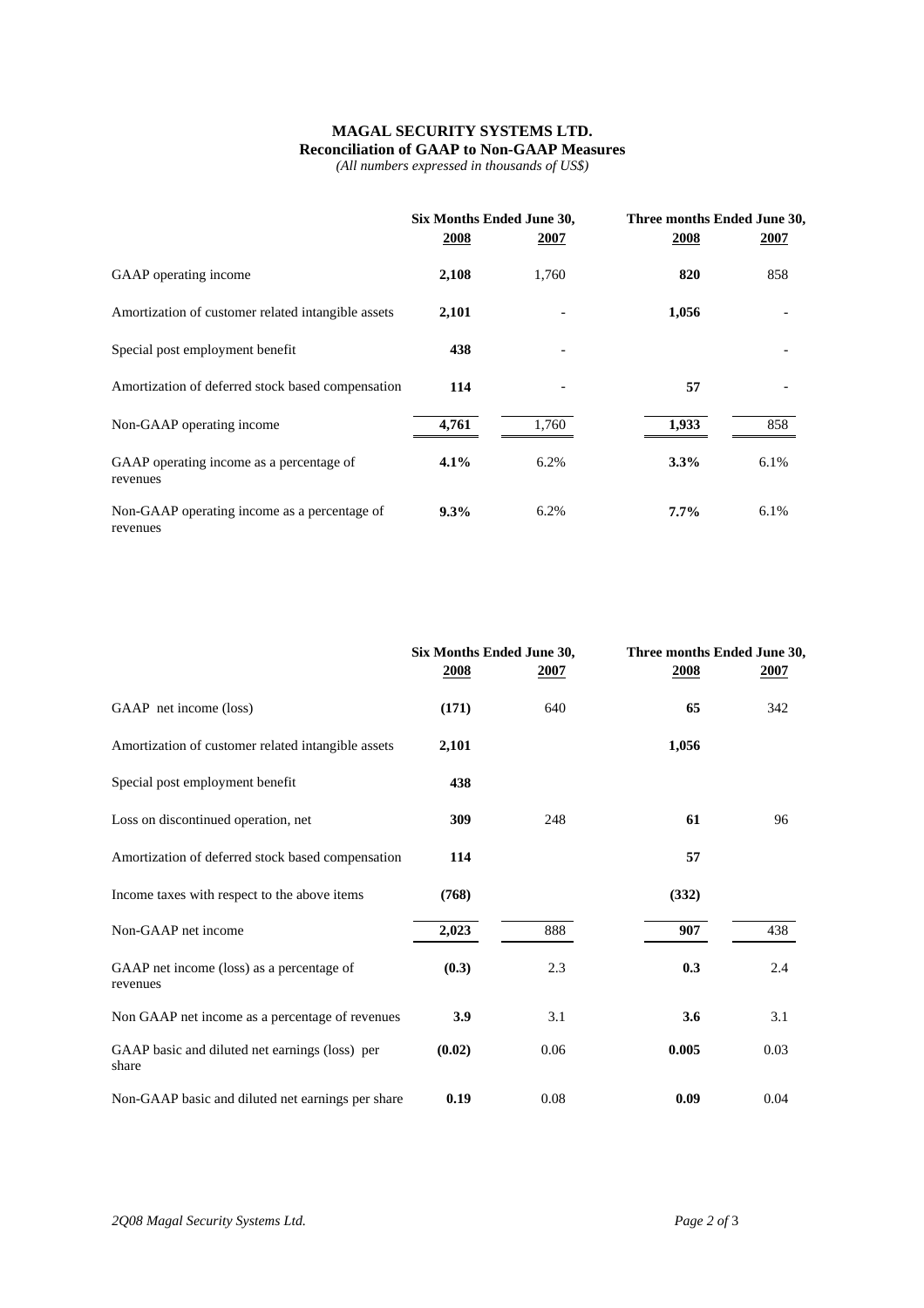**MAGAL SECURITY SYSTEMS LTD.**
**Reconciliation of GAAP to Non-GAAP Measures**
*(All numbers expressed in thousands of US$)*

| | Six Months Ended June 30, | | Three months Ended June 30, | |
|---|---|---|---|---|
| | **2008** | **2007** | **2008** | **2007** |
| GAAP operating income | **2,108** | 1,760 | **820** | 858 |
| Amortization of customer related intangible assets | **2,101** | - | **1,056** | - |
| Special post employment benefit | **438** | - | | - |
| Amortization of deferred stock based compensation | **114** | - | **57** | - |
| Non-GAAP operating income | **4,761** | 1,760 | **1,933** | 858 |
| GAAP operating income as a percentage of revenues | **4.1%** | 6.2% | **3.3%** | 6.1% |
| Non-GAAP operating income as a percentage of revenues | **9.3%** | 6.2% | **7.7%** | 6.1% |

| | Six Months Ended June 30, | | Three months Ended June 30, | |
|---|---|---|---|---|
| | **2008** | **2007** | **2008** | **2007** |
| GAAP net income (loss) | **(171)** | 640 | **65** | 342 |
| Amortization of customer related intangible assets | **2,101** | | **1,056** | |
| Special post employment benefit | **438** | | | |
| Loss on discontinued operation, net | **309** | 248 | **61** | 96 |
| Amortization of deferred stock based compensation | **114** | | **57** | |
| Income taxes with respect to the above items | **(768)** | | **(332)** | |
| Non-GAAP net income | **2,023** | 888 | **907** | 438 |
| GAAP net income (loss) as a percentage of revenues | **(0.3)** | 2.3 | **0.3** | 2.4 |
| Non GAAP net income as a percentage of revenues | **3.9** | 3.1 | **3.6** | 3.1 |
| GAAP basic and diluted net earnings (loss) per share | **(0.02)** | 0.06 | **0.005** | 0.03 |
| Non-GAAP basic and diluted net earnings per share | **0.19** | 0.08 | **0.09** | 0.04 |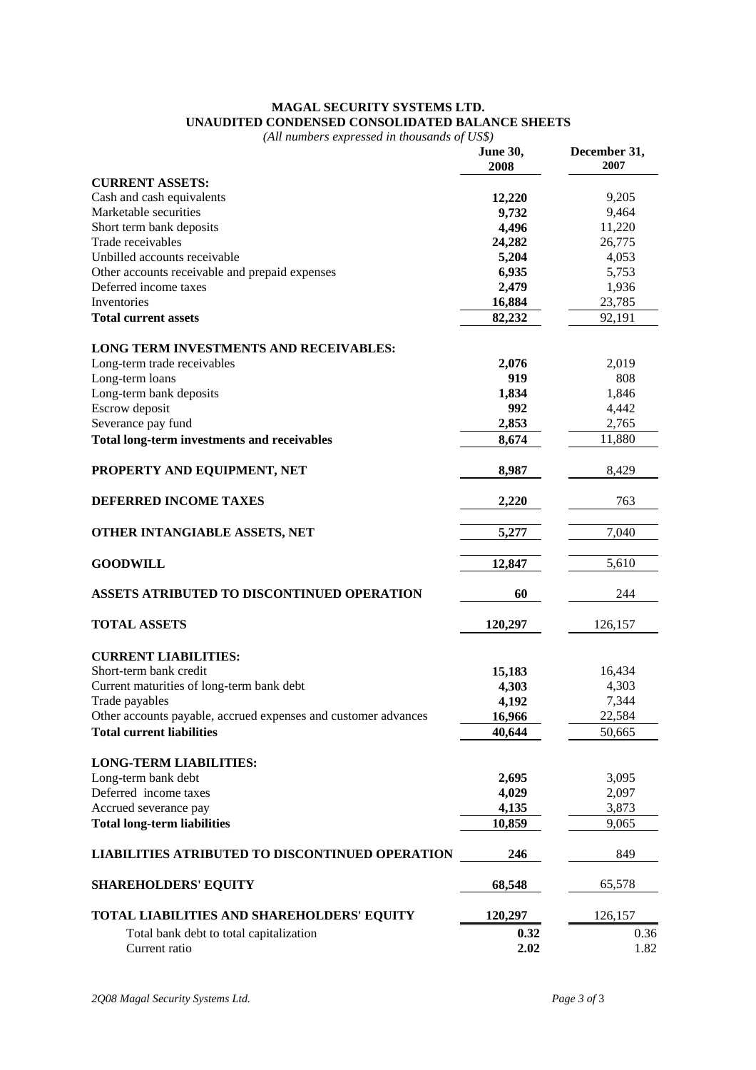# MAGAL SECURITY SYSTEMS LTD.
## UNAUDITED CONDENSED CONSOLIDATED BALANCE SHEETS

*(All numbers expressed in thousands of US$)*

| | June 30, 2008 | December 31, 2007 |
|---|---|---|
| **CURRENT ASSETS:** | | |
| Cash and cash equivalents | **12,220** | 9,205 |
| Marketable securities | **9,732** | 9,464 |
| Short term bank deposits | **4,496** | 11,220 |
| Trade receivables | **24,282** | 26,775 |
| Unbilled accounts receivable | **5,204** | 4,053 |
| Other accounts receivable and prepaid expenses | **6,935** | 5,753 |
| Deferred income taxes | **2,479** | 1,936 |
| Inventories | **16,884** | 23,785 |
| **Total current assets** | **82,232** | 92,191 |
| | | |
| **LONG TERM INVESTMENTS AND RECEIVABLES:** | | |
| Long-term trade receivables | **2,076** | 2,019 |
| Long-term loans | **919** | 808 |
| Long-term bank deposits | **1,834** | 1,846 |
| Escrow deposit | **992** | 4,442 |
| Severance pay fund | **2,853** | 2,765 |
| **Total long-term investments and receivables** | **8,674** | 11,880 |
| | | |
| **PROPERTY AND EQUIPMENT, NET** | **8,987** | 8,429 |
| | | |
| **DEFERRED INCOME TAXES** | **2,220** | 763 |
| | | |
| **OTHER INTANGIABLE ASSETS, NET** | **5,277** | 7,040 |
| | | |
| **GOODWILL** | **12,847** | 5,610 |
| | | |
| **ASSETS ATRIBUTED TO DISCONTINUED OPERATION** | **60** | 244 |
| | | |
| **TOTAL ASSETS** | **120,297** | 126,157 |
| | | |
| **CURRENT LIABILITIES:** | | |
| Short-term bank credit | **15,183** | 16,434 |
| Current maturities of long-term bank debt | **4,303** | 4,303 |
| Trade payables | **4,192** | 7,344 |
| Other accounts payable, accrued expenses and customer advances | **16,966** | 22,584 |
| **Total current liabilities** | **40,644** | 50,665 |
| | | |
| **LONG-TERM LIABILITIES:** | | |
| Long-term bank debt | **2,695** | 3,095 |
| Deferred income taxes | **4,029** | 2,097 |
| Accrued severance pay | **4,135** | 3,873 |
| **Total long-term liabilities** | **10,859** | 9,065 |
| | | |
| **LIABILITIES ATRIBUTED TO DISCONTINUED OPERATION** | **246** | 849 |
| | | |
| **SHAREHOLDERS' EQUITY** | **68,548** | 65,578 |
| | | |
| **TOTAL LIABILITIES AND SHAREHOLDERS' EQUITY** | **120,297** | 126,157 |
| Total bank debt to total capitalization | **0.32** | 0.36 |
| Current ratio | **2.02** | 1.82 |